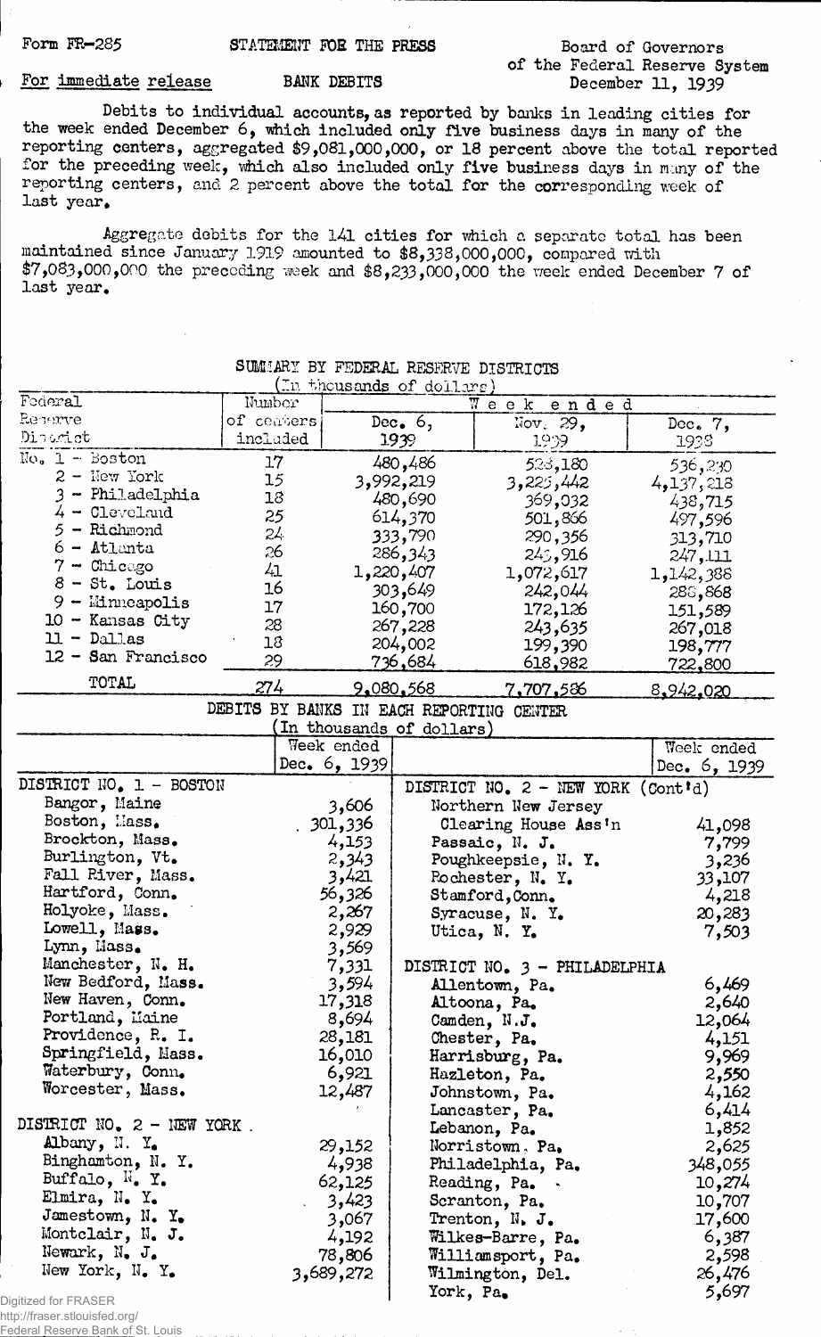Form FR-285 | STATEMENT FOR THE PRESS | Board of Governors of the Federal Reserve System

For immediate release | BANK DEBITS | December 11, 1939

Debits to individual accounts, as reported by banks in leading cities for the week ended December 6, which included only five business days in many of the reporting centers, aggregated $9,081,000,000, or 18 percent above the total reported for the preceding week, which also included only five business days in many of the reporting centers, and 2 percent above the total for the corresponding week of last year.

Aggregate debits for the 141 cities for which a separate total has been maintained since January 1919 amounted to $8,338,000,000, compared with $7,083,000,000 the preceding week and $8,233,000,000 the week ended December 7 of last year.

## SUMMARY BY FEDERAL RESERVE DISTRICTS

(In thousands of dollars)

| Federal Reserve District | Number of centers included | Week ended Dec. 6, 1939 | Week ended Nov. 29, 1939 | Week ended Dec. 7, 1938 |
|---|---|---|---|---|
| No. 1 - Boston | 17 | 480,486 | 523,180 | 536,230 |
| 2 - New York | 15 | 3,992,219 | 3,225,442 | 4,137,218 |
| 3 - Philadelphia | 18 | 480,690 | 369,032 | 438,715 |
| 4 - Cleveland | 25 | 614,370 | 501,866 | 497,596 |
| 5 - Richmond | 24 | 333,790 | 290,356 | 313,710 |
| 6 - Atlanta | 26 | 286,343 | 245,916 | 247,111 |
| 7 - Chicago | 41 | 1,220,407 | 1,072,617 | 1,142,388 |
| 8 - St. Louis | 16 | 303,649 | 242,044 | 288,868 |
| 9 - Minneapolis | 17 | 160,700 | 172,126 | 151,589 |
| 10 - Kansas City | 28 | 267,228 | 243,635 | 267,018 |
| 11 - Dallas | 18 | 204,002 | 199,390 | 198,777 |
| 12 - San Francisco | 29 | 736,684 | 618,982 | 722,800 |
| TOTAL | 274 | 9,080,568 | 7,707,586 | 8,942,020 |

## DEBITS BY BANKS IN EACH REPORTING CENTER

(In thousands of dollars)

| | Week ended Dec. 6, 1939 |
|---|---|
| **DISTRICT NO. 1 - BOSTON** | |
| Bangor, Maine | 3,606 |
| Boston, Mass. | 301,336 |
| Brockton, Mass. | 4,153 |
| Burlington, Vt. | 2,343 |
| Fall River, Mass. | 3,421 |
| Hartford, Conn. | 56,326 |
| Holyoke, Mass. | 2,267 |
| Lowell, Mass. | 2,929 |
| Lynn, Mass. | 3,569 |
| Manchester, N. H. | 7,331 |
| New Bedford, Mass. | 3,594 |
| New Haven, Conn. | 17,318 |
| Portland, Maine | 8,694 |
| Providence, R. I. | 28,181 |
| Springfield, Mass. | 16,010 |
| Waterbury, Conn. | 6,921 |
| Worcester, Mass. | 12,487 |
| **DISTRICT NO. 2 - NEW YORK** | |
| Albany, N. Y. | 29,152 |
| Binghamton, N. Y. | 4,938 |
| Buffalo, N. Y. | 62,125 |
| Elmira, N. Y. | 3,423 |
| Jamestown, N. Y. | 3,067 |
| Montclair, N. J. | 4,192 |
| Newark, N. J. | 78,806 |
| New York, N. Y. | 3,689,272 |
| Northern New Jersey Clearing House Ass'n | 41,098 |
| Passaic, N. J. | 7,799 |
| Poughkeepsie, N. Y. | 3,236 |
| Rochester, N. Y. | 33,107 |
| Stamford, Conn. | 4,218 |
| Syracuse, N. Y. | 20,283 |
| Utica, N. Y. | 7,503 |
| **DISTRICT NO. 3 - PHILADELPHIA** | |
| Allentown, Pa. | 6,469 |
| Altoona, Pa. | 2,640 |
| Camden, N.J. | 12,064 |
| Chester, Pa. | 4,151 |
| Harrisburg, Pa. | 9,969 |
| Hazleton, Pa. | 2,550 |
| Johnstown, Pa. | 4,162 |
| Lancaster, Pa. | 6,414 |
| Lebanon, Pa. | 1,852 |
| Norristown, Pa. | 2,625 |
| Philadelphia, Pa. | 348,055 |
| Reading, Pa. | 10,274 |
| Scranton, Pa. | 10,707 |
| Trenton, N. J. | 17,600 |
| Wilkes-Barre, Pa. | 6,387 |
| Williamsport, Pa. | 2,598 |
| Wilmington, Del. | 26,476 |
| York, Pa. | 5,697 |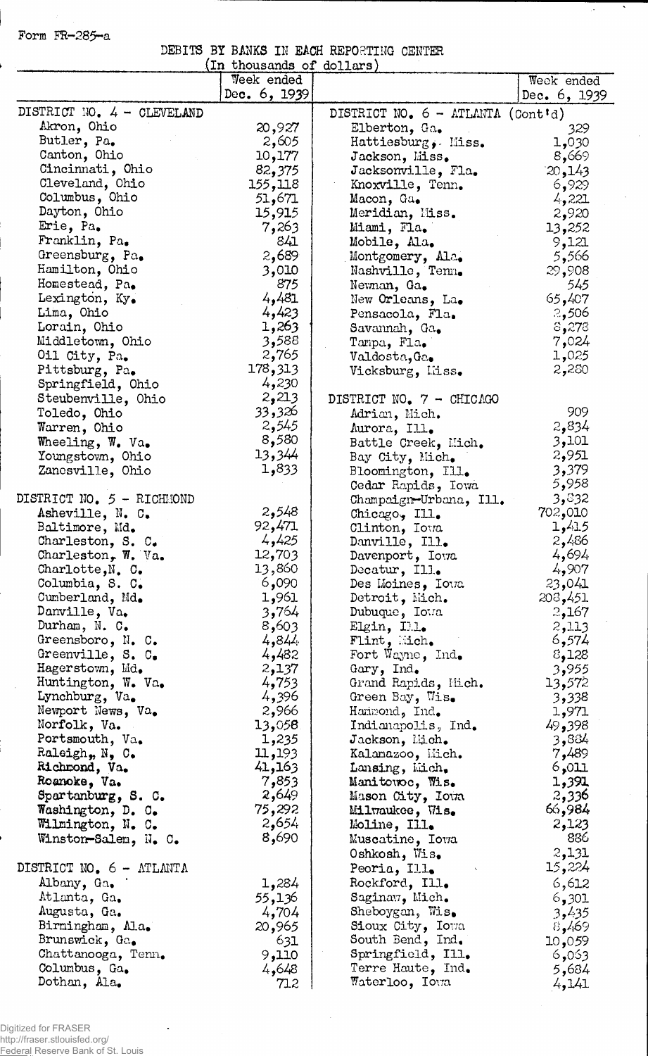Form FR-285-a

DEBITS BY BANKS IN EACH REPORTING CENTER

(In thousands of dollars)

| | Week ended Dec. 6, 1939 | | Week ended Dec. 6, 1939 |
|---|---|---|---|
| DISTRICT NO. 4 - CLEVELAND | | DISTRICT NO. 6 - ATLANTA (Cont'd) | |
| Akron, Ohio | 20,927 | Elberton, Ga. | 329 |
| Butler, Pa. | 2,605 | Hattiesburg, Miss. | 1,030 |
| Canton, Ohio | 10,177 | Jackson, Miss. | 8,669 |
| Cincinnati, Ohio | 82,375 | Jacksonville, Fla. | 20,143 |
| Cleveland, Ohio | 155,118 | Knoxville, Tenn. | 6,929 |
| Columbus, Ohio | 51,671 | Macon, Ga. | 4,221 |
| Dayton, Ohio | 15,915 | Meridian, Miss. | 2,920 |
| Erie, Pa. | 7,263 | Miami, Fla. | 13,252 |
| Franklin, Pa. | 841 | Mobile, Ala. | 9,121 |
| Greensburg, Pa. | 2,689 | Montgomery, Ala. | 5,566 |
| Hamilton, Ohio | 3,010 | Nashville, Tenn. | 29,908 |
| Homestead, Pa. | 875 | Newnan, Ga. | 545 |
| Lexington, Ky. | 4,481 | New Orleans, La. | 65,407 |
| Lima, Ohio | 4,423 | Pensacola, Fla. | 2,506 |
| Lorain, Ohio | 1,263 | Savannah, Ga. | 8,278 |
| Middletown, Ohio | 3,588 | Tampa, Fla. | 7,024 |
| Oil City, Pa. | 2,765 | Valdosta, Ga. | 1,025 |
| Pittsburg, Pa. | 178,313 | Vicksburg, Miss. | 2,280 |
| Springfield, Ohio | 4,230 | | |
| Steubenville, Ohio | 2,213 | DISTRICT NO. 7 - CHICAGO | |
| Toledo, Ohio | 33,326 | Adrian, Mich. | 909 |
| Warren, Ohio | 2,545 | Aurora, Ill. | 2,834 |
| Wheeling, W. Va. | 8,580 | Battle Creek, Mich. | 3,101 |
| Youngstown, Ohio | 13,344 | Bay City, Mich. | 2,951 |
| Zanesville, Ohio | 1,833 | Bloomington, Ill. | 3,379 |
| | | Cedar Rapids, Iowa | 5,958 |
| DISTRICT NO. 5 - RICHMOND | | Champaign-Urbana, Ill. | 3,832 |
| Asheville, N. C. | 2,548 | Chicago, Ill. | 702,010 |
| Baltimore, Md. | 92,471 | Clinton, Iowa | 1,415 |
| Charleston, S. C. | 4,425 | Danville, Ill. | 2,486 |
| Charleston, W. Va. | 12,703 | Davenport, Iowa | 4,694 |
| Charlotte, N. C. | 13,860 | Decatur, Ill. | 4,907 |
| Columbia, S. C. | 6,090 | Des Moines, Iowa | 23,041 |
| Cumberland, Md. | 1,961 | Detroit, Mich. | 208,451 |
| Danville, Va. | 3,764 | Dubuque, Iowa | 2,167 |
| Durham, N. C. | 8,603 | Elgin, Ill. | 2,113 |
| Greensboro, N. C. | 4,844 | Flint, Mich. | 6,574 |
| Greenville, S. C. | 4,482 | Fort Wayne, Ind. | 8,128 |
| Hagerstown, Md. | 2,137 | Gary, Ind. | 3,955 |
| Huntington, W. Va. | 4,753 | Grand Rapids, Mich. | 13,572 |
| Lynchburg, Va. | 4,396 | Green Bay, Wis. | 3,338 |
| Newport News, Va. | 2,966 | Hammond, Ind. | 1,971 |
| Norfolk, Va. | 13,058 | Indianapolis, Ind. | 49,398 |
| Portsmouth, Va. | 1,235 | Jackson, Mich. | 3,884 |
| Raleigh, N. C. | 11,193 | Kalamazoo, Mich. | 7,489 |
| Richmond, Va. | 41,163 | Lansing, Mich. | 6,011 |
| Roanoke, Va. | 7,853 | Manitowoc, Wis. | 1,391 |
| Spartanburg, S. C. | 2,649 | Mason City, Iowa | 2,336 |
| Washington, D. C. | 75,292 | Milwaukee, Wis. | 66,984 |
| Wilmington, N. C. | 2,654 | Moline, Ill. | 2,123 |
| Winston-Salem, N. C. | 8,690 | Muscatine, Iowa | 886 |
| | | Oshkosh, Wis. | 2,131 |
| DISTRICT NO. 6 - ATLANTA | | Peoria, Ill. | 15,224 |
| Albany, Ga. | 1,284 | Rockford, Ill. | 6,612 |
| Atlanta, Ga. | 55,136 | Saginaw, Mich. | 6,301 |
| Augusta, Ga. | 4,704 | Sheboygan, Wis. | 3,435 |
| Birmingham, Ala. | 20,965 | Sioux City, Iowa | 8,469 |
| Brunswick, Ga. | 631 | South Bend, Ind. | 10,059 |
| Chattanooga, Tenn. | 9,110 | Springfield, Ill. | 6,063 |
| Columbus, Ga. | 4,648 | Terre Haute, Ind. | 5,684 |
| Dothan, Ala. | 712 | Waterloo, Iowa | 4,141 |

Digitized for FRASER
http://fraser.stlouisfed.org/
Federal Reserve Bank of St. Louis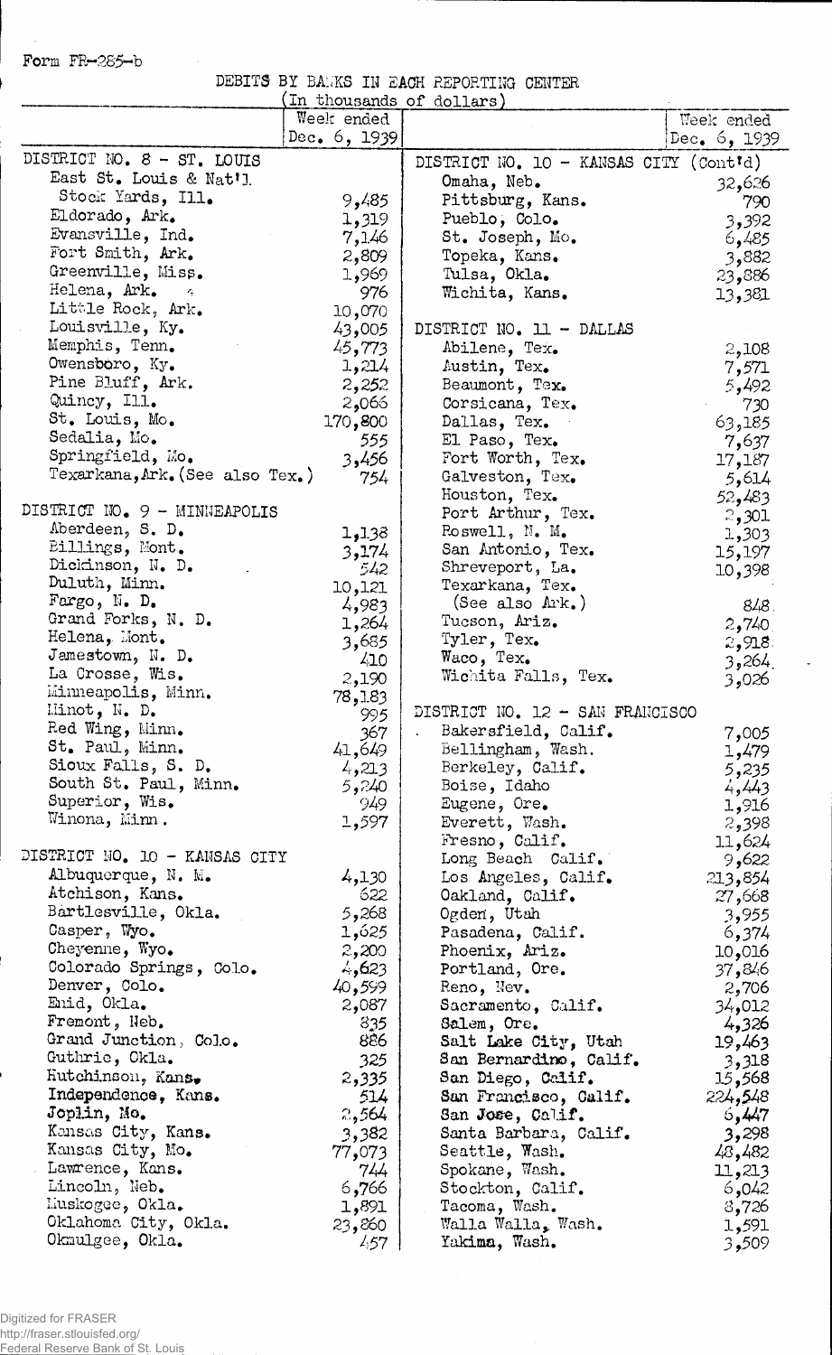Form FR-285-b

DEBITS BY BANKS IN EACH REPORTING CENTER

(In thousands of dollars)

| | Week ended Dec. 6, 1939 | | Week ended Dec. 6, 1939 |
|---|---|---|---|
| DISTRICT NO. 8 - ST. LOUIS | | DISTRICT NO. 10 - KANSAS CITY (Cont'd) | |
| East St. Louis & Nat'l. Stock Yards, Ill. | 9,485 | Omaha, Neb. | 32,626 |
| Eldorado, Ark. | 1,319 | Pittsburg, Kans. | 790 |
| Evansville, Ind. | 7,146 | Pueblo, Colo. | 3,392 |
| Fort Smith, Ark. | 2,809 | St. Joseph, Mo. | 6,485 |
| Greenville, Miss. | 1,969 | Topeka, Kans. | 3,882 |
| Helena, Ark. | 976 | Tulsa, Okla. | 23,886 |
| Little Rock, Ark. | 10,070 | Wichita, Kans. | 13,381 |
| Louisville, Ky. | 43,005 | | |
| Memphis, Tenn. | 45,773 | DISTRICT NO. 11 - DALLAS | |
| Owensboro, Ky. | 1,214 | Abilene, Tex. | 2,108 |
| Pine Bluff, Ark. | 2,252 | Austin, Tex. | 7,571 |
| Quincy, Ill. | 2,066 | Beaumont, Tex. | 5,492 |
| St. Louis, Mo. | 170,800 | Corsicana, Tex. | 730 |
| Sedalia, Mo. | 555 | Dallas, Tex. | 63,185 |
| Springfield, Mo. | 3,456 | El Paso, Tex. | 7,637 |
| Texarkana, Ark. (See also Tex.) | 754 | Fort Worth, Tex. | 17,187 |
| | | Galveston, Tex. | 5,614 |
| DISTRICT NO. 9 - MINNEAPOLIS | | Houston, Tex. | 52,483 |
| Aberdeen, S. D. | 1,138 | Port Arthur, Tex. | 2,301 |
| Billings, Mont. | 3,174 | Roswell, N. M. | 1,303 |
| Dickinson, N. D. | 542 | San Antonio, Tex. | 15,197 |
| Duluth, Minn. | 10,121 | Shreveport, La. | 10,398 |
| Fargo, N. D. | 4,983 | Texarkana, Tex. (See also Ark.) | 848 |
| Grand Forks, N. D. | 1,264 | Tucson, Ariz. | 2,740 |
| Helena, Mont. | 3,685 | Tyler, Tex. | 2,918 |
| Jamestown, N. D. | 410 | Waco, Tex. | 3,264 |
| La Crosse, Wis. | 2,190 | Wichita Falls, Tex. | 3,026 |
| Minneapolis, Minn. | 78,183 | | |
| Minot, N. D. | 995 | DISTRICT NO. 12 - SAN FRANCISCO | |
| Red Wing, Minn. | 367 | Bakersfield, Calif. | 7,005 |
| St. Paul, Minn. | 41,649 | Bellingham, Wash. | 1,479 |
| Sioux Falls, S. D. | 4,213 | Berkeley, Calif. | 5,235 |
| South St. Paul, Minn. | 5,240 | Boise, Idaho | 4,443 |
| Superior, Wis. | 949 | Eugene, Ore. | 1,916 |
| Winona, Minn. | 1,597 | Everett, Wash. | 2,398 |
| | | Fresno, Calif. | 11,624 |
| DISTRICT NO. 10 - KANSAS CITY | | Long Beach Calif. | 9,622 |
| Albuquerque, N. M. | 4,130 | Los Angeles, Calif. | 213,854 |
| Atchison, Kans. | 622 | Oakland, Calif. | 27,668 |
| Bartlesville, Okla. | 5,268 | Ogden, Utah | 3,955 |
| Casper, Wyo. | 1,625 | Pasadena, Calif. | 6,374 |
| Cheyenne, Wyo. | 2,200 | Phoenix, Ariz. | 10,016 |
| Colorado Springs, Colo. | 4,623 | Portland, Ore. | 37,846 |
| Denver, Colo. | 40,599 | Reno, Nev. | 2,706 |
| Enid, Okla. | 2,087 | Sacramento, Calif. | 34,012 |
| Fremont, Neb. | 835 | Salem, Ore. | 4,326 |
| Grand Junction, Colo. | 886 | Salt Lake City, Utah | 19,463 |
| Guthrie, Okla. | 325 | San Bernardino, Calif. | 3,318 |
| Hutchinson, Kans. | 2,335 | San Diego, Calif. | 15,568 |
| Independence, Kans. | 514 | San Francisco, Calif. | 224,548 |
| Joplin, Mo. | 2,564 | San Jose, Calif. | 6,447 |
| Kansas City, Kans. | 3,382 | Santa Barbara, Calif. | 3,298 |
| Kansas City, Mo. | 77,073 | Seattle, Wash. | 48,482 |
| Lawrence, Kans. | 744 | Spokane, Wash. | 11,213 |
| Lincoln, Neb. | 6,766 | Stockton, Calif. | 6,042 |
| Muskogee, Okla. | 1,891 | Tacoma, Wash. | 8,726 |
| Oklahoma City, Okla. | 23,860 | Walla Walla, Wash. | 1,591 |
| Okmulgee, Okla. | 457 | Yakima, Wash. | 3,509 |

Digitized for FRASER
http://fraser.stlouisfed.org/
Federal Reserve Bank of St. Louis